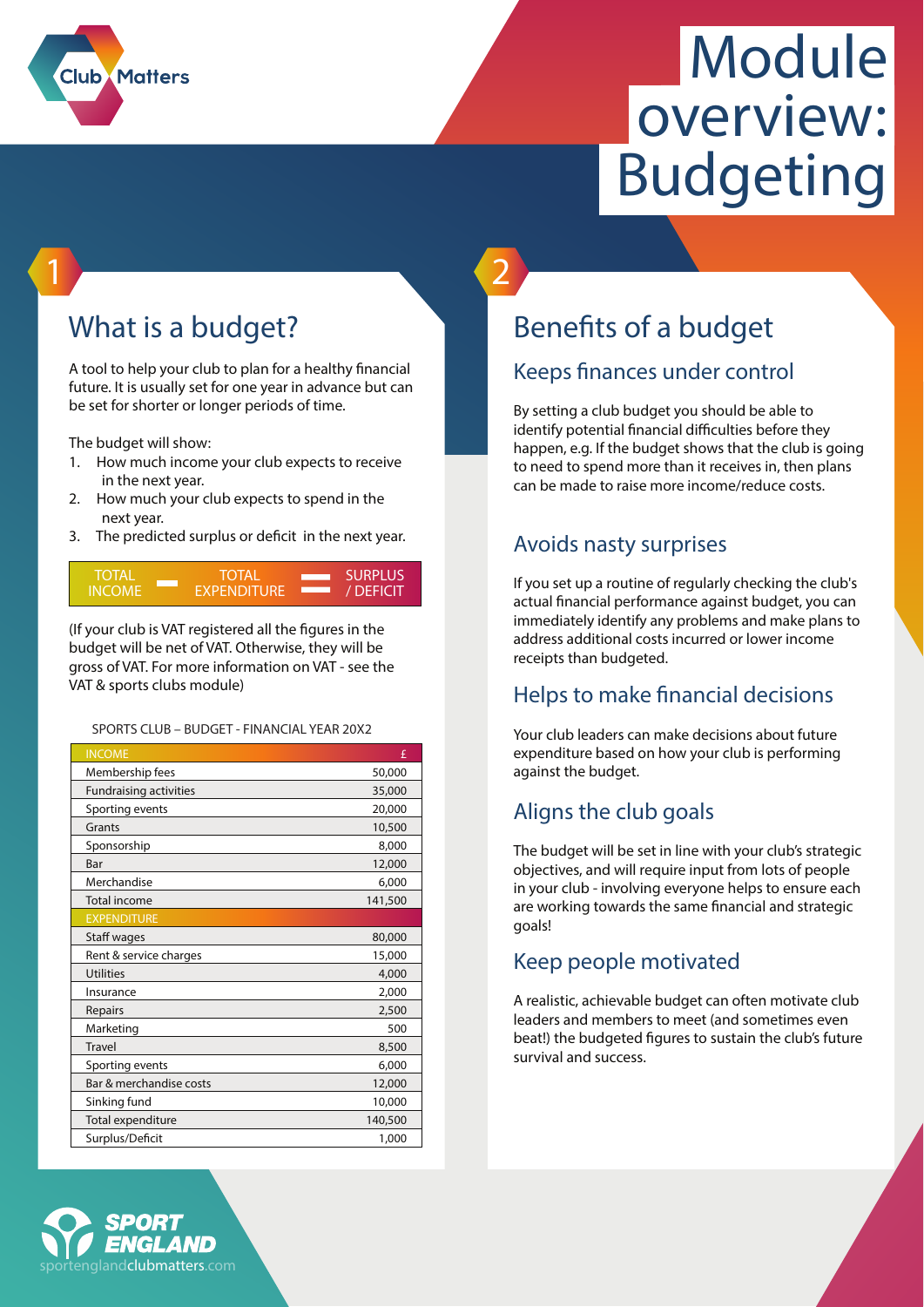# Module overview: Budgeting

## 1 What is a budget?

A tool to help your club to plan for a healthy financial future. It is usually set for one year in advance but can be set for shorter or longer periods of time.

The budget will show:

1. How much income your club expects to receive in the next year.
2. How much your club expects to spend in the next year.
3. The predicted surplus or deficit in the next year.

TOTAL INCOME − TOTAL EXPENDITURE = SURPLUS / DEFICIT

(If your club is VAT registered all the figures in the budget will be net of VAT. Otherwise, they will be gross of VAT. For more information on VAT - see the VAT & sports clubs module)

SPORTS CLUB – BUDGET - FINANCIAL YEAR 20X2

| INCOME | £ |
|---|---|
| Membership fees | 50,000 |
| Fundraising activities | 35,000 |
| Sporting events | 20,000 |
| Grants | 10,500 |
| Sponsorship | 8,000 |
| Bar | 12,000 |
| Merchandise | 6,000 |
| Total income | 141,500 |
| **EXPENDITURE** | |
| Staff wages | 80,000 |
| Rent & service charges | 15,000 |
| Utilities | 4,000 |
| Insurance | 2,000 |
| Repairs | 2,500 |
| Marketing | 500 |
| Travel | 8,500 |
| Sporting events | 6,000 |
| Bar & merchandise costs | 12,000 |
| Sinking fund | 10,000 |
| Total expenditure | 140,500 |
| Surplus/Deficit | 1,000 |

## 2 Benefits of a budget

### Keeps finances under control

By setting a club budget you should be able to identify potential financial difficulties before they happen, e.g. If the budget shows that the club is going to need to spend more than it receives in, then plans can be made to raise more income/reduce costs.

### Avoids nasty surprises

If you set up a routine of regularly checking the club's actual financial performance against budget, you can immediately identify any problems and make plans to address additional costs incurred or lower income receipts than budgeted.

### Helps to make financial decisions

Your club leaders can make decisions about future expenditure based on how your club is performing against the budget.

### Aligns the club goals

The budget will be set in line with your club's strategic objectives, and will require input from lots of people in your club - involving everyone helps to ensure each are working towards the same financial and strategic goals!

### Keep people motivated

A realistic, achievable budget can often motivate club leaders and members to meet (and sometimes even beat!) the budgeted figures to sustain the club's future survival and success.

sportenglandclubmatters.com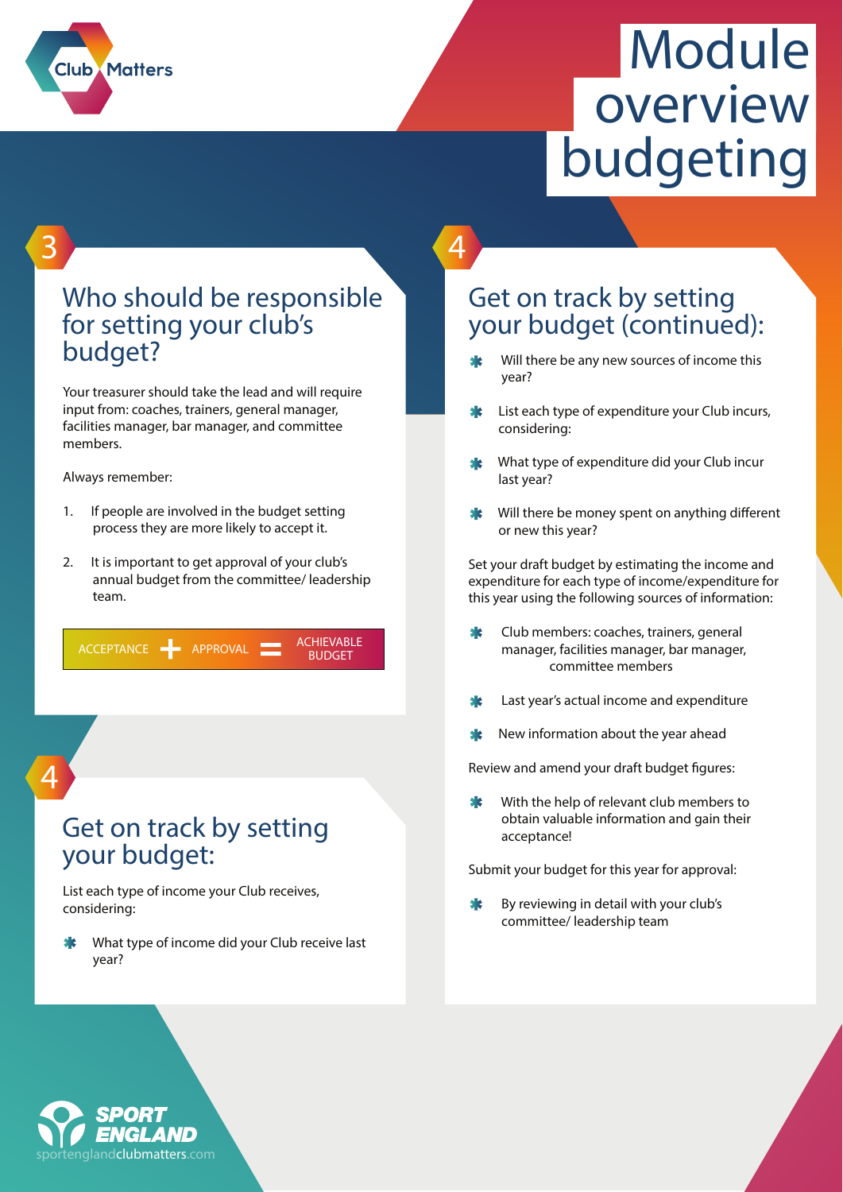# Module overview budgeting

## 3 Who should be responsible for setting your club's budget?

Your treasurer should take the lead and will require input from: coaches, trainers, general manager, facilities manager, bar manager, and committee members.

Always remember:

1. If people are involved in the budget setting process they are more likely to accept it.
2. It is important to get approval of your club's annual budget from the committee/ leadership team.

ACCEPTANCE + APPROVAL = ACHIEVABLE BUDGET

## 4 Get on track by setting your budget:

List each type of income your Club receives, considering:

- What type of income did your Club receive last year?

## 4 Get on track by setting your budget (continued):

- Will there be any new sources of income this year?
- List each type of expenditure your Club incurs, considering:
- What type of expenditure did your Club incur last year?
- Will there be money spent on anything different or new this year?

Set your draft budget by estimating the income and expenditure for each type of income/expenditure for this year using the following sources of information:

- Club members: coaches, trainers, general manager, facilities manager, bar manager, committee members
- Last year's actual income and expenditure
- New information about the year ahead

Review and amend your draft budget figures:

- With the help of relevant club members to obtain valuable information and gain their acceptance!

Submit your budget for this year for approval:

- By reviewing in detail with your club's committee/ leadership team

SPORT ENGLAND
sportenglandclubmatters.com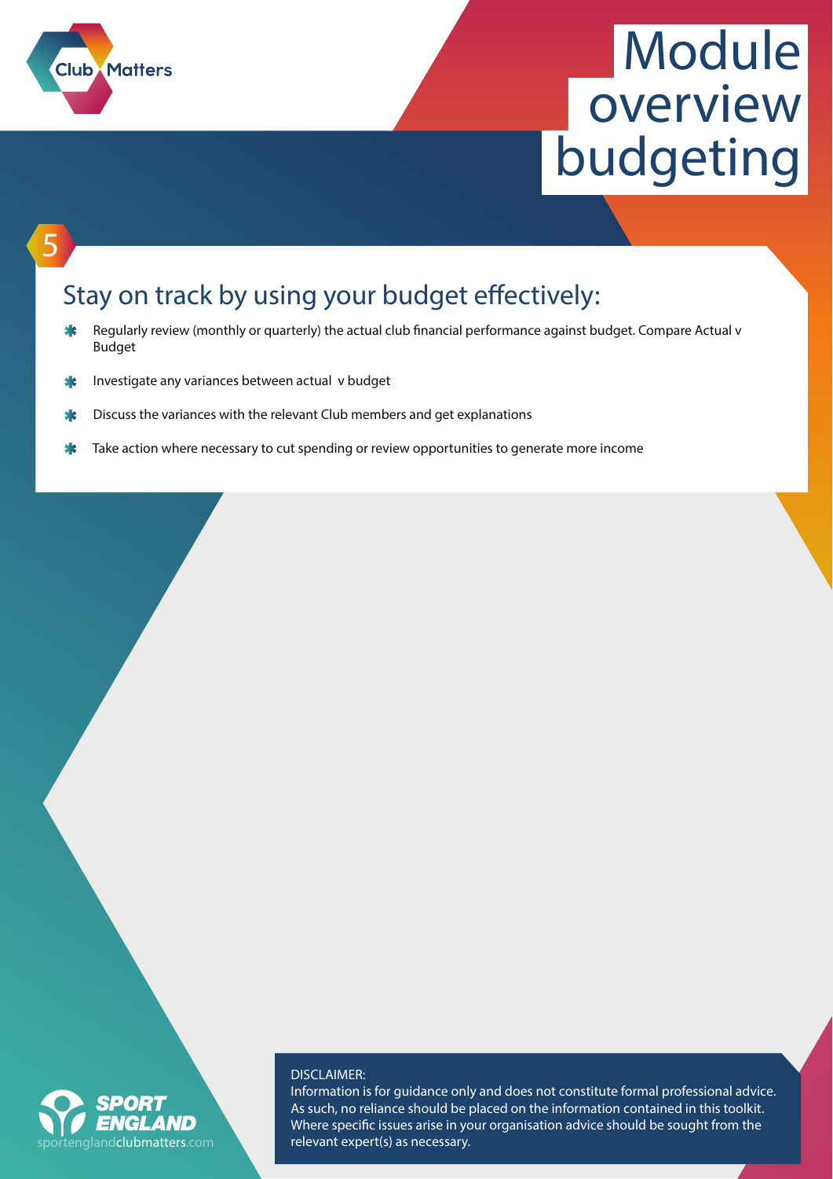# Module overview budgeting

## 5

## Stay on track by using your budget effectively:

- Regularly review (monthly or quarterly) the actual club financial performance against budget. Compare Actual v Budget
- Investigate any variances between actual v budget
- Discuss the variances with the relevant Club members and get explanations
- Take action where necessary to cut spending or review opportunities to generate more income

sportenglandclubmatters.com

DISCLAIMER:
Information is for guidance only and does not constitute formal professional advice. As such, no reliance should be placed on the information contained in this toolkit. Where specific issues arise in your organisation advice should be sought from the relevant expert(s) as necessary.